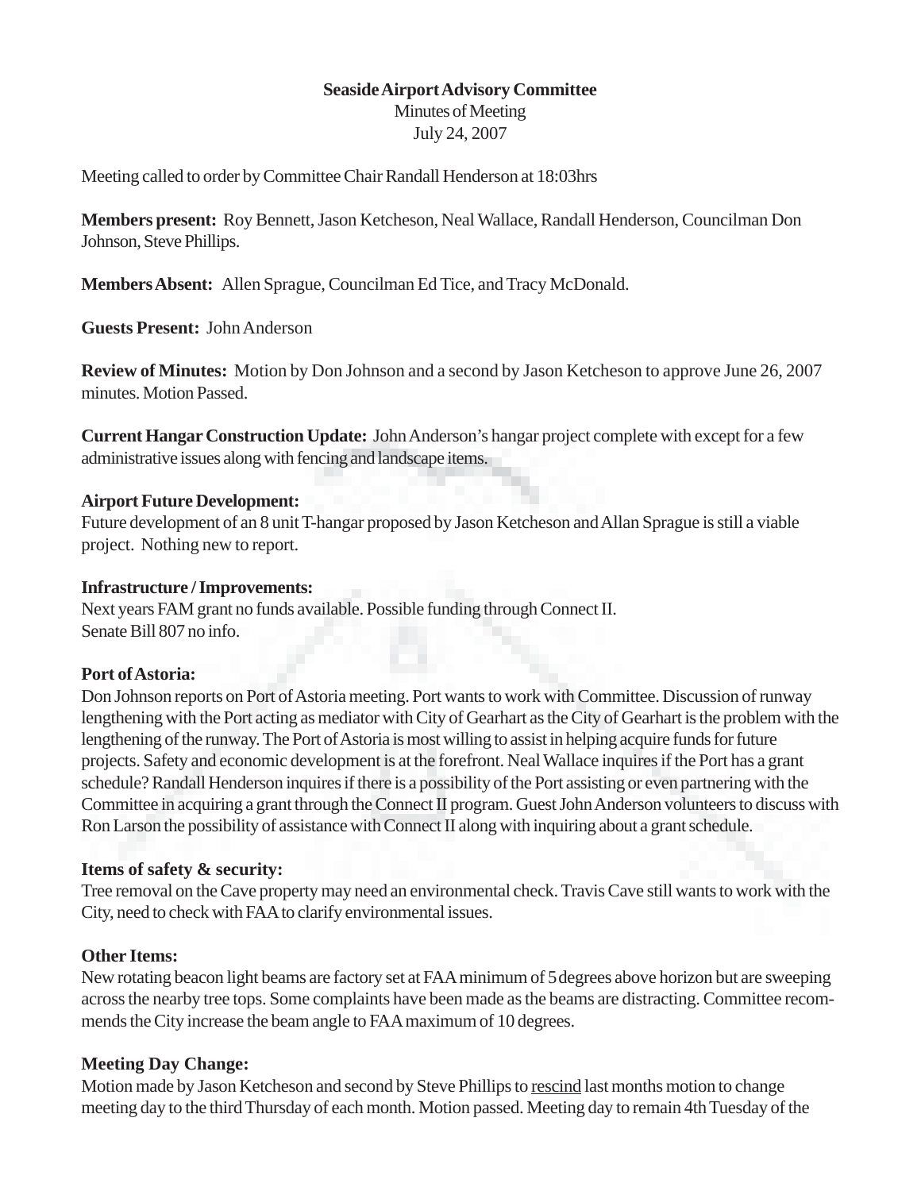**Seaside Airport Advisory Committee**

Minutes of Meeting

July 24, 2007

Meeting called to order by Committee Chair Randall Henderson at 18:03hrs

**Members present:** Roy Bennett, Jason Ketcheson, Neal Wallace, Randall Henderson, Councilman Don Johnson, Steve Phillips.

**Members Absent:** Allen Sprague, Councilman Ed Tice, and Tracy McDonald.

**Guests Present:** John Anderson

**Review of Minutes:** Motion by Don Johnson and a second by Jason Ketcheson to approve June 26, 2007 minutes. Motion Passed.

**Current Hangar Construction Update:** John Anderson's hangar project complete with except for a few administrative issues along with fencing and landscape items.

**Airport Future Development:**

Future development of an 8 unit T-hangar proposed by Jason Ketcheson and Allan Sprague is still a viable project. Nothing new to report.

**Infrastructure / Improvements:**

Next years FAM grant no funds available. Possible funding through Connect II.

Senate Bill 807 no info.

**Port of Astoria:**

Don Johnson reports on Port of Astoria meeting. Port wants to work with Committee. Discussion of runway lengthening with the Port acting as mediator with City of Gearhart as the City of Gearhart is the problem with the lengthening of the runway. The Port of Astoria is most willing to assist in helping acquire funds for future projects. Safety and economic development is at the forefront. Neal Wallace inquires if the Port has a grant schedule? Randall Henderson inquires if there is a possibility of the Port assisting or even partnering with the Committee in acquiring a grant through the Connect II program. Guest John Anderson volunteers to discuss with Ron Larson the possibility of assistance with Connect II along with inquiring about a grant schedule.

**Items of safety & security:**

Tree removal on the Cave property may need an environmental check. Travis Cave still wants to work with the City, need to check with FAA to clarify environmental issues.

**Other Items:**

New rotating beacon light beams are factory set at FAA minimum of 5 degrees above horizon but are sweeping across the nearby tree tops. Some complaints have been made as the beams are distracting. Committee recommends the City increase the beam angle to FAA maximum of 10 degrees.

**Meeting Day Change:**

Motion made by Jason Ketcheson and second by Steve Phillips to <u>rescind</u> last months motion to change meeting day to the third Thursday of each month. Motion passed. Meeting day to remain 4th Tuesday of the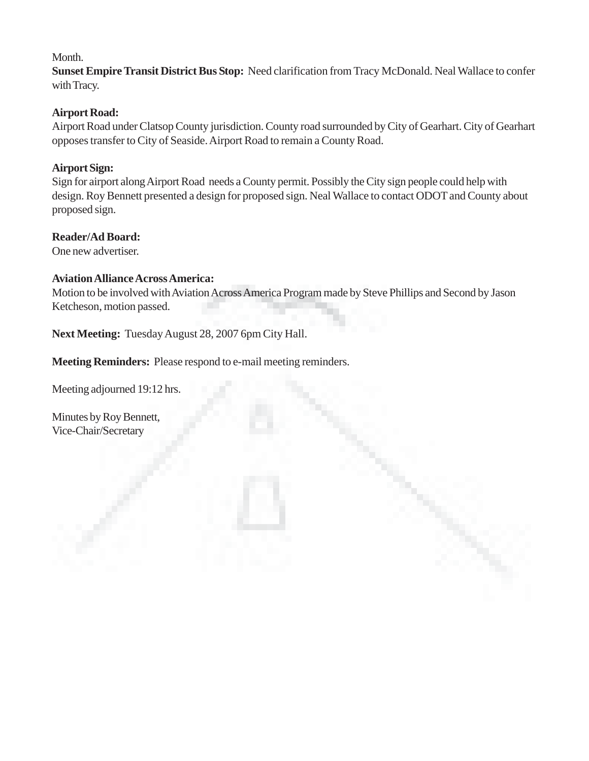Month.

**Sunset Empire Transit District Bus Stop:** Need clarification from Tracy McDonald. Neal Wallace to confer with Tracy.

**Airport Road:**
Airport Road under Clatsop County jurisdiction. County road surrounded by City of Gearhart. City of Gearhart opposes transfer to City of Seaside. Airport Road to remain a County Road.

**Airport Sign:**
Sign for airport along Airport Road needs a County permit. Possibly the City sign people could help with design. Roy Bennett presented a design for proposed sign. Neal Wallace to contact ODOT and County about proposed sign.

**Reader/Ad Board:**
One new advertiser.

**Aviation Alliance Across America:**
Motion to be involved with Aviation Across America Program made by Steve Phillips and Second by Jason Ketcheson, motion passed.

**Next Meeting:** Tuesday August 28, 2007 6pm City Hall.

**Meeting Reminders:** Please respond to e-mail meeting reminders.

Meeting adjourned 19:12 hrs.

Minutes by Roy Bennett,
Vice-Chair/Secretary